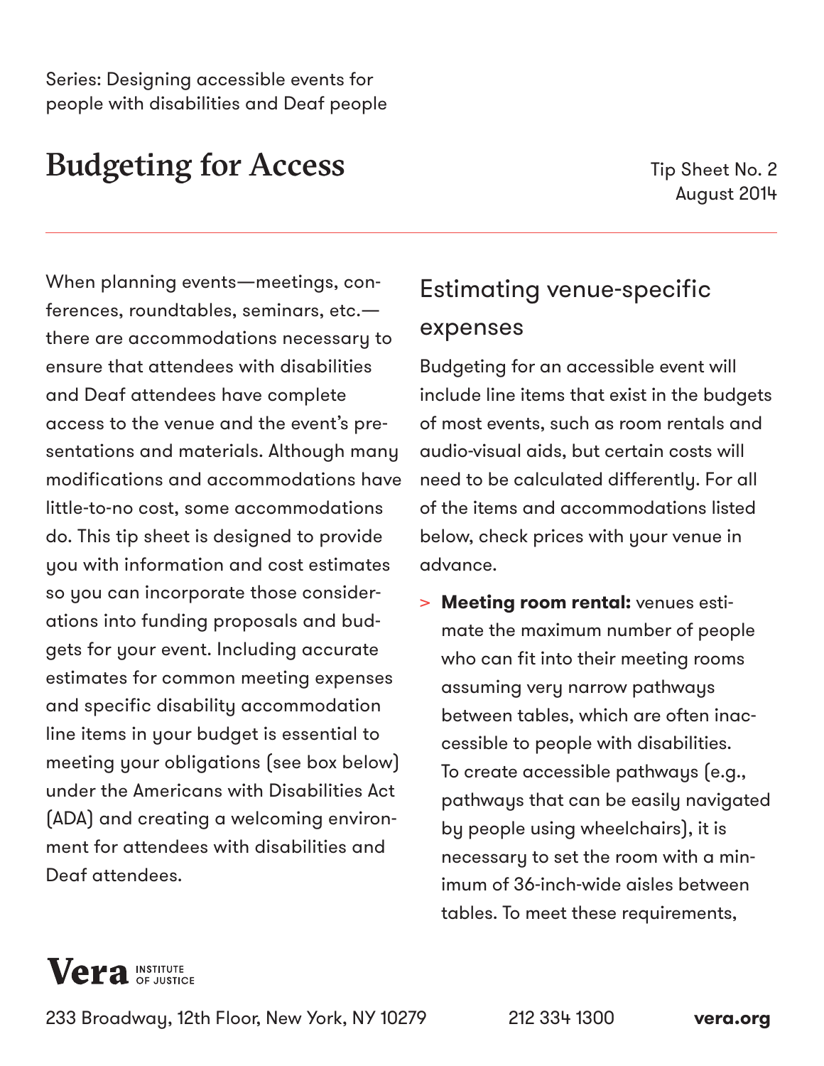Series: Designing accessible events for people with disabilities and Deaf people

# Budgeting for Access

Tip Sheet No. 2
August 2014

When planning events—meetings, conferences, roundtables, seminars, etc.—there are accommodations necessary to ensure that attendees with disabilities and Deaf attendees have complete access to the venue and the event's presentations and materials. Although many modifications and accommodations have little-to-no cost, some accommodations do. This tip sheet is designed to provide you with information and cost estimates so you can incorporate those considerations into funding proposals and budgets for your event. Including accurate estimates for common meeting expenses and specific disability accommodation line items in your budget is essential to meeting your obligations (see box below) under the Americans with Disabilities Act (ADA) and creating a welcoming environment for attendees with disabilities and Deaf attendees.

## Estimating venue-specific expenses

Budgeting for an accessible event will include line items that exist in the budgets of most events, such as room rentals and audio-visual aids, but certain costs will need to be calculated differently. For all of the items and accommodations listed below, check prices with your venue in advance.

> **Meeting room rental:** venues estimate the maximum number of people who can fit into their meeting rooms assuming very narrow pathways between tables, which are often inaccessible to people with disabilities. To create accessible pathways (e.g., pathways that can be easily navigated by people using wheelchairs), it is necessary to set the room with a minimum of 36-inch-wide aisles between tables. To meet these requirements,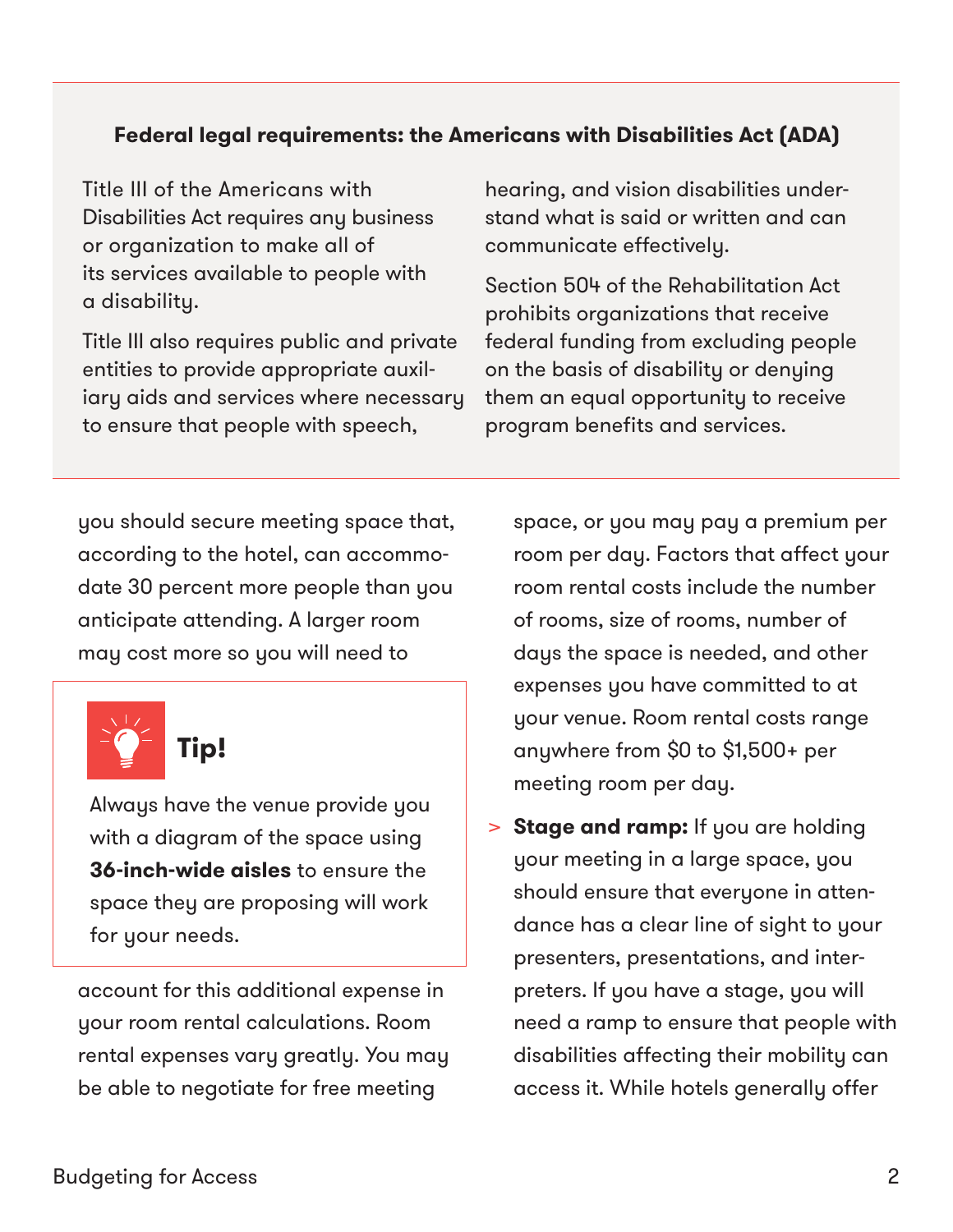**Federal legal requirements: the Americans with Disabilities Act (ADA)**

Title III of the Americans with Disabilities Act requires any business or organization to make all of its services available to people with a disability.

Title III also requires public and private entities to provide appropriate auxiliary aids and services where necessary to ensure that people with speech, hearing, and vision disabilities understand what is said or written and can communicate effectively.

Section 504 of the Rehabilitation Act prohibits organizations that receive federal funding from excluding people on the basis of disability or denying them an equal opportunity to receive program benefits and services.

---

you should secure meeting space that, according to the hotel, can accommodate 30 percent more people than you anticipate attending. A larger room may cost more so you will need to account for this additional expense in your room rental calculations. Room rental expenses vary greatly. You may be able to negotiate for free meeting space, or you may pay a premium per room per day. Factors that affect your room rental costs include the number of rooms, size of rooms, number of days the space is needed, and other expenses you have committed to at your venue. Room rental costs range anywhere from $0 to $1,500+ per meeting room per day.

> **Tip!**
>
> Always have the venue provide you with a diagram of the space using **36-inch-wide aisles** to ensure the space they are proposing will work for your needs.

- **Stage and ramp:** If you are holding your meeting in a large space, you should ensure that everyone in attendance has a clear line of sight to your presenters, presentations, and interpreters. If you have a stage, you will need a ramp to ensure that people with disabilities affecting their mobility can access it. While hotels generally offer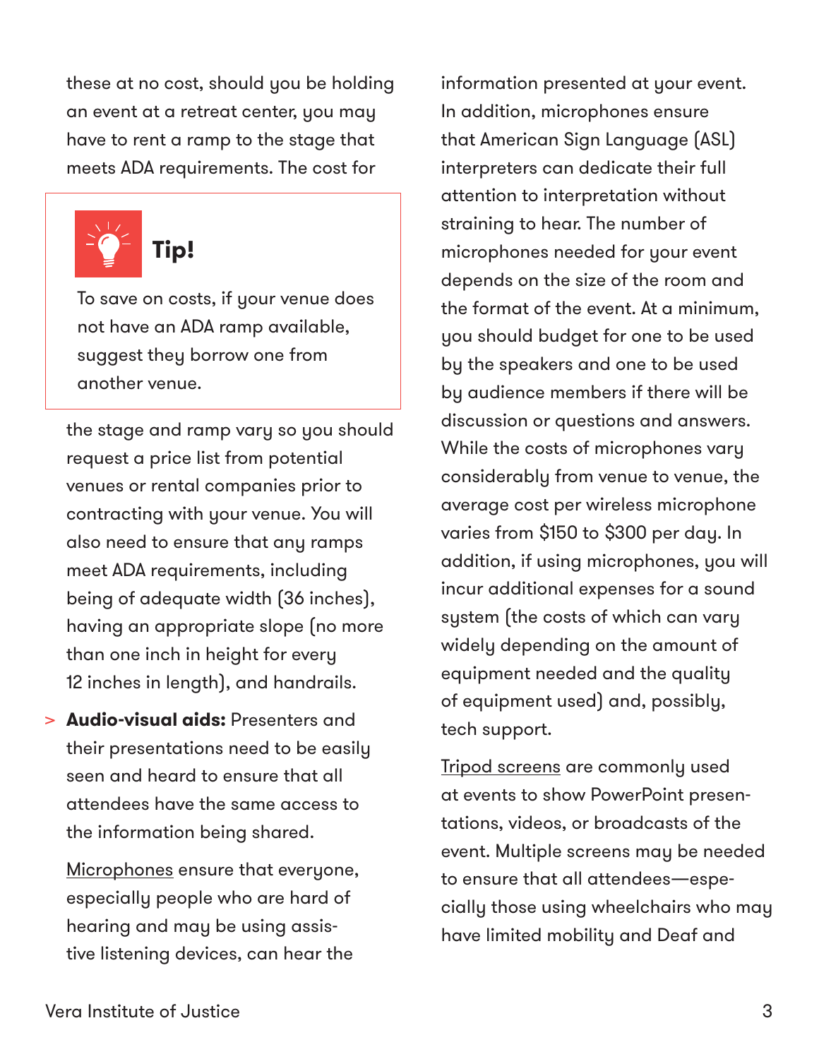these at no cost, should you be holding an event at a retreat center, you may have to rent a ramp to the stage that meets ADA requirements. The cost for the stage and ramp vary so you should request a price list from potential venues or rental companies prior to contracting with your venue. You will also need to ensure that any ramps meet ADA requirements, including being of adequate width (36 inches), having an appropriate slope (no more than one inch in height for every 12 inches in length), and handrails.

> **Tip!**
>
> To save on costs, if your venue does not have an ADA ramp available, suggest they borrow one from another venue.

- **Audio-visual aids:** Presenters and their presentations need to be easily seen and heard to ensure that all attendees have the same access to the information being shared.

  Microphones ensure that everyone, especially people who are hard of hearing and may be using assistive listening devices, can hear the information presented at your event. In addition, microphones ensure that American Sign Language (ASL) interpreters can dedicate their full attention to interpretation without straining to hear. The number of microphones needed for your event depends on the size of the room and the format of the event. At a minimum, you should budget for one to be used by the speakers and one to be used by audience members if there will be discussion or questions and answers. While the costs of microphones vary considerably from venue to venue, the average cost per wireless microphone varies from $150 to $300 per day. In addition, if using microphones, you will incur additional expenses for a sound system (the costs of which can vary widely depending on the amount of equipment needed and the quality of equipment used) and, possibly, tech support.

  Tripod screens are commonly used at events to show PowerPoint presentations, videos, or broadcasts of the event. Multiple screens may be needed to ensure that all attendees—especially those using wheelchairs who may have limited mobility and Deaf and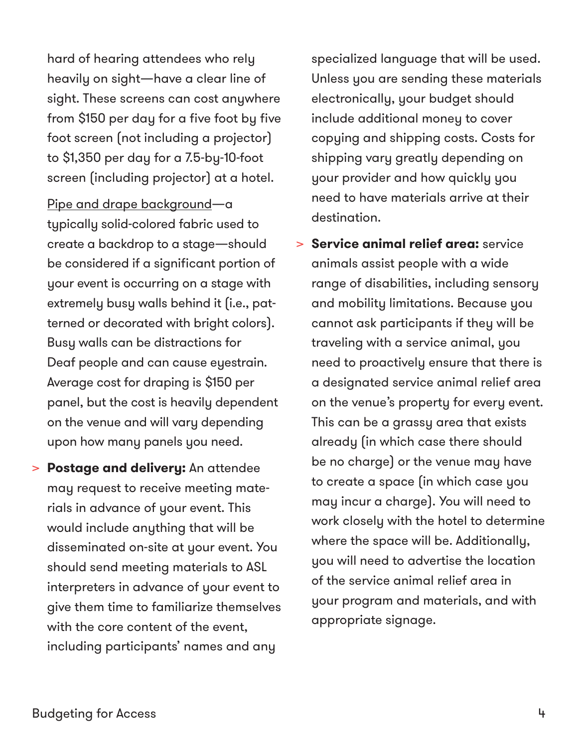hard of hearing attendees who rely heavily on sight—have a clear line of sight. These screens can cost anywhere from $150 per day for a five foot by five foot screen (not including a projector) to $1,350 per day for a 7.5-by-10-foot screen (including projector) at a hotel.

Pipe and drape background—a typically solid-colored fabric used to create a backdrop to a stage—should be considered if a significant portion of your event is occurring on a stage with extremely busy walls behind it (i.e., patterned or decorated with bright colors). Busy walls can be distractions for Deaf people and can cause eyestrain. Average cost for draping is $150 per panel, but the cost is heavily dependent on the venue and will vary depending upon how many panels you need.

- **Postage and delivery:** An attendee may request to receive meeting materials in advance of your event. This would include anything that will be disseminated on-site at your event. You should send meeting materials to ASL interpreters in advance of your event to give them time to familiarize themselves with the core content of the event, including participants' names and any specialized language that will be used. Unless you are sending these materials electronically, your budget should include additional money to cover copying and shipping costs. Costs for shipping vary greatly depending on your provider and how quickly you need to have materials arrive at their destination.
- **Service animal relief area:** service animals assist people with a wide range of disabilities, including sensory and mobility limitations. Because you cannot ask participants if they will be traveling with a service animal, you need to proactively ensure that there is a designated service animal relief area on the venue's property for every event. This can be a grassy area that exists already (in which case there should be no charge) or the venue may have to create a space (in which case you may incur a charge). You will need to work closely with the hotel to determine where the space will be. Additionally, you will need to advertise the location of the service animal relief area in your program and materials, and with appropriate signage.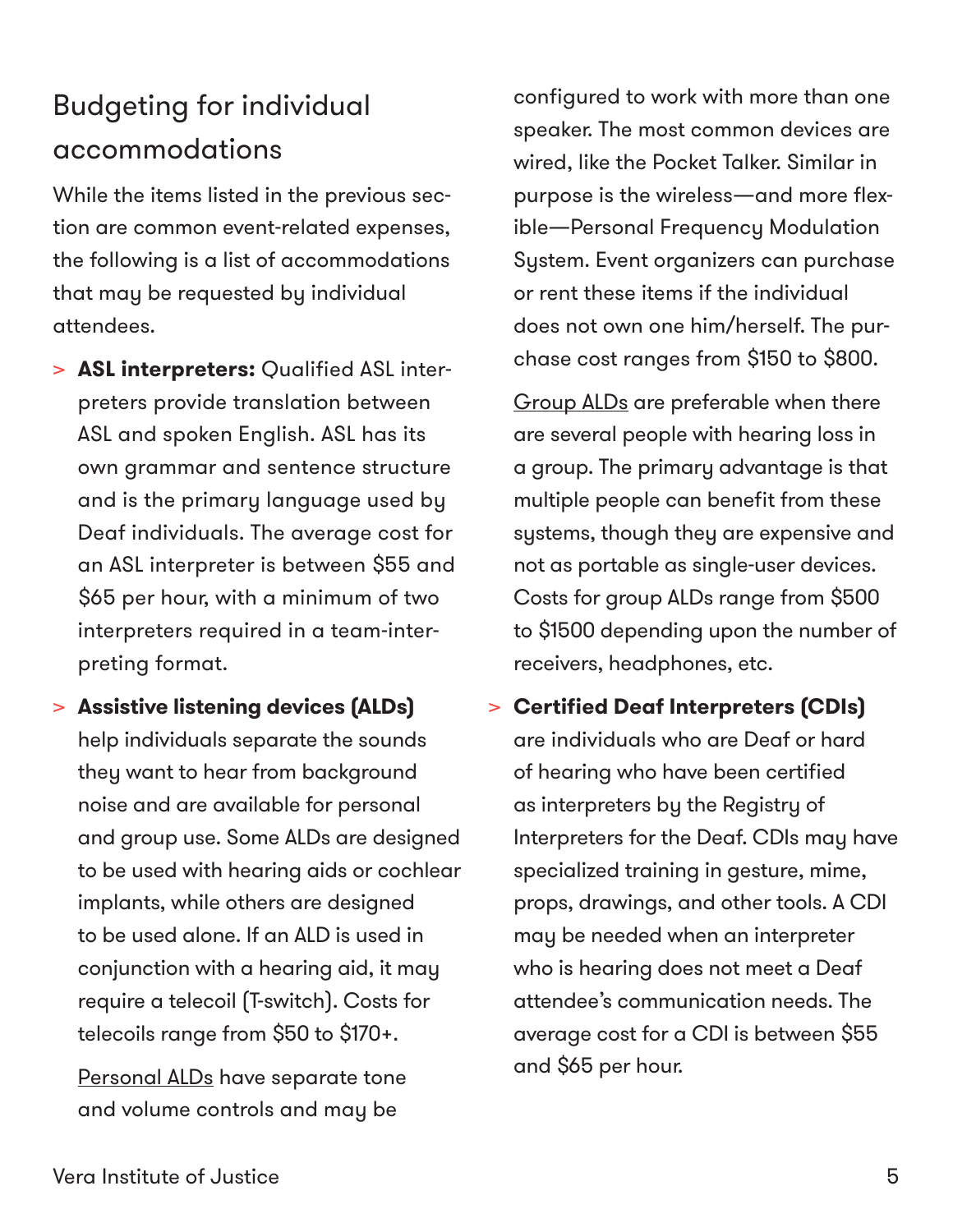## Budgeting for individual accommodations

While the items listed in the previous section are common event-related expenses, the following is a list of accommodations that may be requested by individual attendees.

- **ASL interpreters:** Qualified ASL interpreters provide translation between ASL and spoken English. ASL has its own grammar and sentence structure and is the primary language used by Deaf individuals. The average cost for an ASL interpreter is between $55 and $65 per hour, with a minimum of two interpreters required in a team-interpreting format.
- **Assistive listening devices (ALDs)** help individuals separate the sounds they want to hear from background noise and are available for personal and group use. Some ALDs are designed to be used with hearing aids or cochlear implants, while others are designed to be used alone. If an ALD is used in conjunction with a hearing aid, it may require a telecoil (T-switch). Costs for telecoils range from $50 to $170+.

  Personal ALDs have separate tone and volume controls and may be configured to work with more than one speaker. The most common devices are wired, like the Pocket Talker. Similar in purpose is the wireless—and more flexible—Personal Frequency Modulation System. Event organizers can purchase or rent these items if the individual does not own one him/herself. The purchase cost ranges from $150 to $800.

  Group ALDs are preferable when there are several people with hearing loss in a group. The primary advantage is that multiple people can benefit from these systems, though they are expensive and not as portable as single-user devices. Costs for group ALDs range from $500 to $1500 depending upon the number of receivers, headphones, etc.
- **Certified Deaf Interpreters (CDIs)** are individuals who are Deaf or hard of hearing who have been certified as interpreters by the Registry of Interpreters for the Deaf. CDIs may have specialized training in gesture, mime, props, drawings, and other tools. A CDI may be needed when an interpreter who is hearing does not meet a Deaf attendee's communication needs. The average cost for a CDI is between $55 and $65 per hour.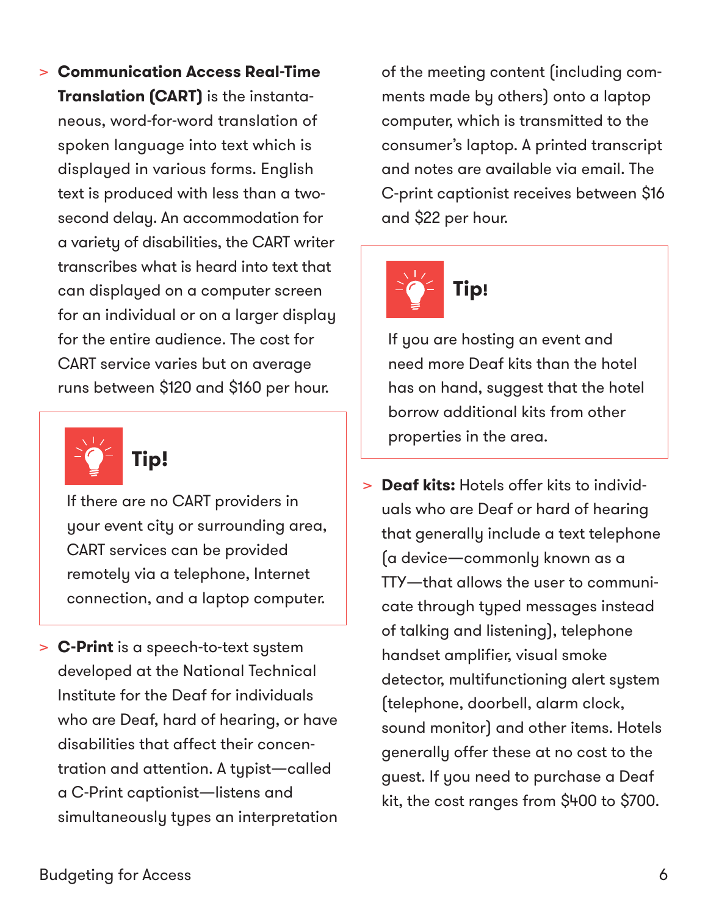- **Communication Access Real-Time Translation (CART)** is the instantaneous, word-for-word translation of spoken language into text which is displayed in various forms. English text is produced with less than a two-second delay. An accommodation for a variety of disabilities, the CART writer transcribes what is heard into text that can displayed on a computer screen for an individual or on a larger display for the entire audience. The cost for CART service varies but on average runs between $120 and $160 per hour.

> **Tip!**
>
> If there are no CART providers in your event city or surrounding area, CART services can be provided remotely via a telephone, Internet connection, and a laptop computer.

- **C-Print** is a speech-to-text system developed at the National Technical Institute for the Deaf for individuals who are Deaf, hard of hearing, or have disabilities that affect their concentration and attention. A typist—called a C-Print captionist—listens and simultaneously types an interpretation of the meeting content (including comments made by others) onto a laptop computer, which is transmitted to the consumer's laptop. A printed transcript and notes are available via email. The C-print captionist receives between $16 and $22 per hour.

> **Tip!**
>
> If you are hosting an event and need more Deaf kits than the hotel has on hand, suggest that the hotel borrow additional kits from other properties in the area.

- **Deaf kits:** Hotels offer kits to individuals who are Deaf or hard of hearing that generally include a text telephone (a device—commonly known as a TTY—that allows the user to communicate through typed messages instead of talking and listening), telephone handset amplifier, visual smoke detector, multifunctioning alert system (telephone, doorbell, alarm clock, sound monitor) and other items. Hotels generally offer these at no cost to the guest. If you need to purchase a Deaf kit, the cost ranges from $400 to $700.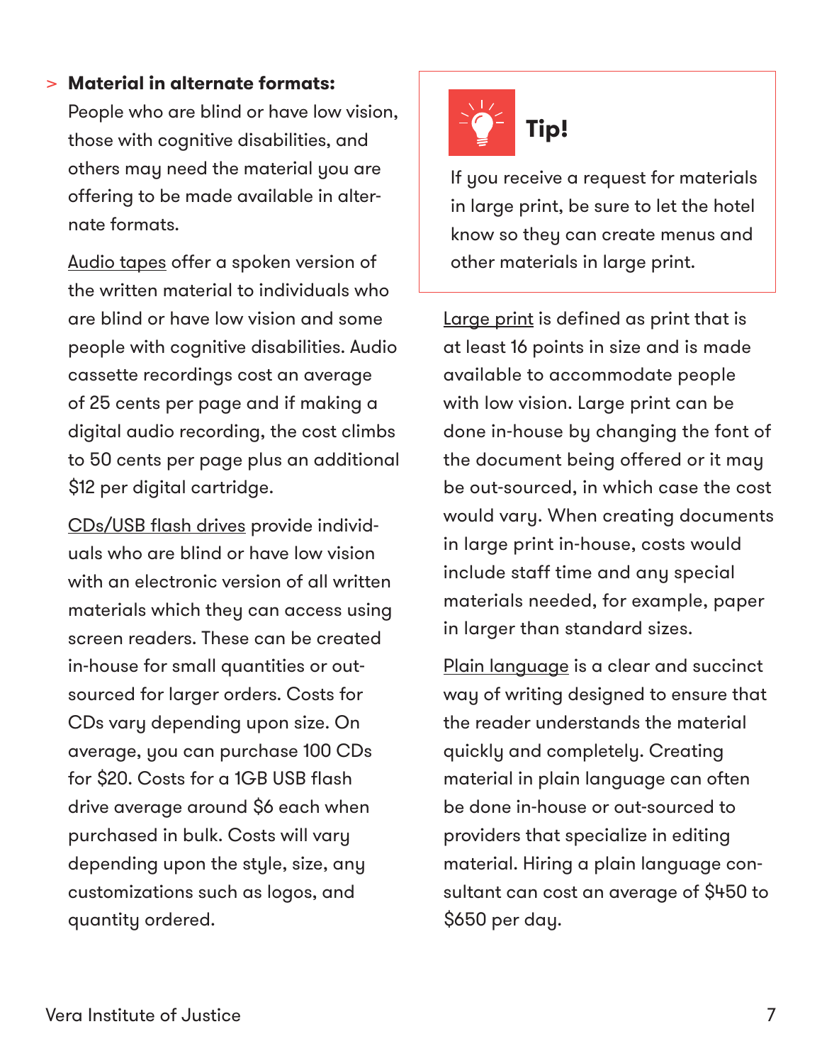> **Material in alternate formats:** People who are blind or have low vision, those with cognitive disabilities, and others may need the material you are offering to be made available in alternate formats.

Audio tapes offer a spoken version of the written material to individuals who are blind or have low vision and some people with cognitive disabilities. Audio cassette recordings cost an average of 25 cents per page and if making a digital audio recording, the cost climbs to 50 cents per page plus an additional $12 per digital cartridge.

CDs/USB flash drives provide individuals who are blind or have low vision with an electronic version of all written materials which they can access using screen readers. These can be created in-house for small quantities or out-sourced for larger orders. Costs for CDs vary depending upon size. On average, you can purchase 100 CDs for $20. Costs for a 1GB USB flash drive average around $6 each when purchased in bulk. Costs will vary depending upon the style, size, any customizations such logos, and quantity ordered.

### Tip!

If you receive a request for materials in large print, be sure to let the hotel know so they can create menus and other materials in large print.

Large print is defined as print that is at least 16 points in size and is made available to accommodate people with low vision. Large print can be done in-house by changing the font of the document being offered or it may be out-sourced, in which case the cost would vary. When creating documents in large print in-house, costs would include staff time and any special materials needed, for example, paper in larger than standard sizes.

Plain language is a clear and succinct way of writing designed to ensure that the reader understands the material quickly and completely. Creating material in plain language can often be done in-house or out-sourced to providers that specialize in editing material. Hiring a plain language consultant can cost an average of $450 to $650 per day.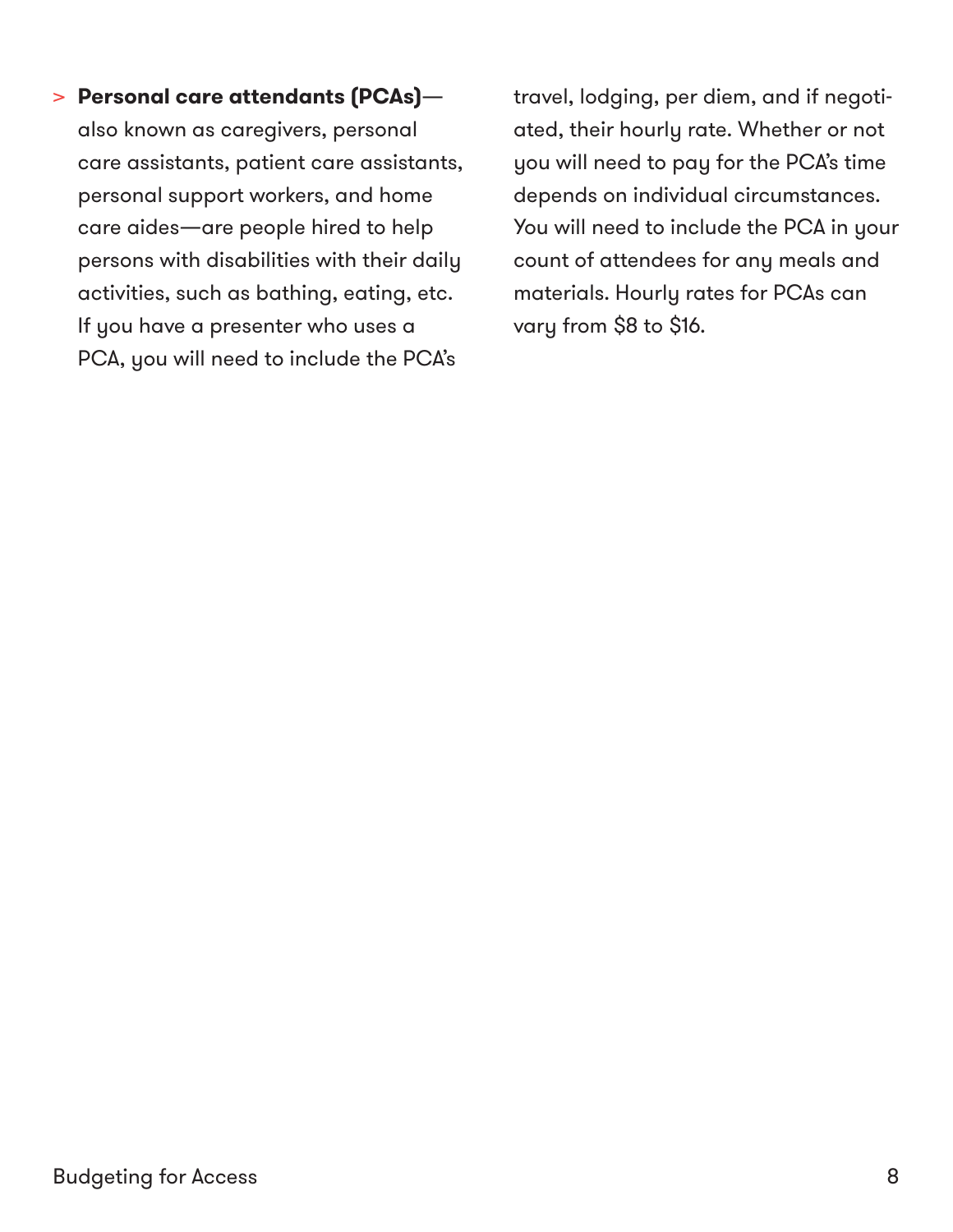- **Personal care attendants (PCAs)**—also known as caregivers, personal care assistants, patient care assistants, personal support workers, and home care aides—are people hired to help persons with disabilities with their daily activities, such as bathing, eating, etc. If you have a presenter who uses a PCA, you will need to include the PCA's travel, lodging, per diem, and if negotiated, their hourly rate. Whether or not you will need to pay for the PCA's time depends on individual circumstances. You will need to include the PCA in your count of attendees for any meals and materials. Hourly rates for PCAs can vary from $8 to $16.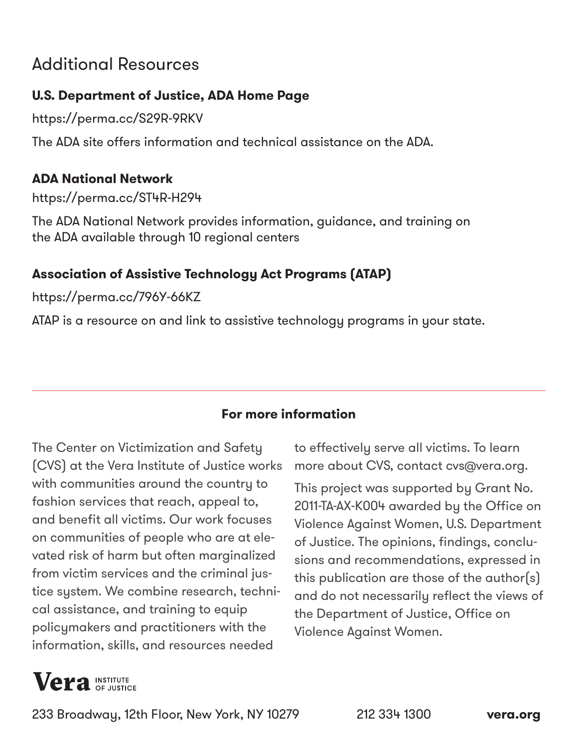## Additional Resources

### U.S. Department of Justice, ADA Home Page

https://perma.cc/S29R-9RKV

The ADA site offers information and technical assistance on the ADA.

### ADA National Network

https://perma.cc/ST4R-H294

The ADA National Network provides information, guidance, and training on the ADA available through 10 regional centers

### Association of Assistive Technology Act Programs (ATAP)

https://perma.cc/796Y-66KZ

ATAP is a resource on and link to assistive technology programs in your state.

---

**For more information**

The Center on Victimization and Safety (CVS) at the Vera Institute of Justice works with communities around the country to fashion services that reach, appeal to, and benefit all victims. Our work focuses on communities of people who are at elevated risk of harm but often marginalized from victim services and the criminal justice system. We combine research, technical assistance, and training to equip policymakers and practitioners with the information, skills, and resources needed to effectively serve all victims. To learn more about CVS, contact cvs@vera.org.

This project was supported by Grant No. 2011-TA-AX-K004 awarded by the Office on Violence Against Women, U.S. Department of Justice. The opinions, findings, conclusions and recommendations, expressed in this publication are those of the author(s) and do not necessarily reflect the views of the Department of Justice, Office on Violence Against Women.

**Vera** INSTITUTE OF JUSTICE

233 Broadway, 12th Floor, New York, NY 10279 212 334 1300 **vera.org**